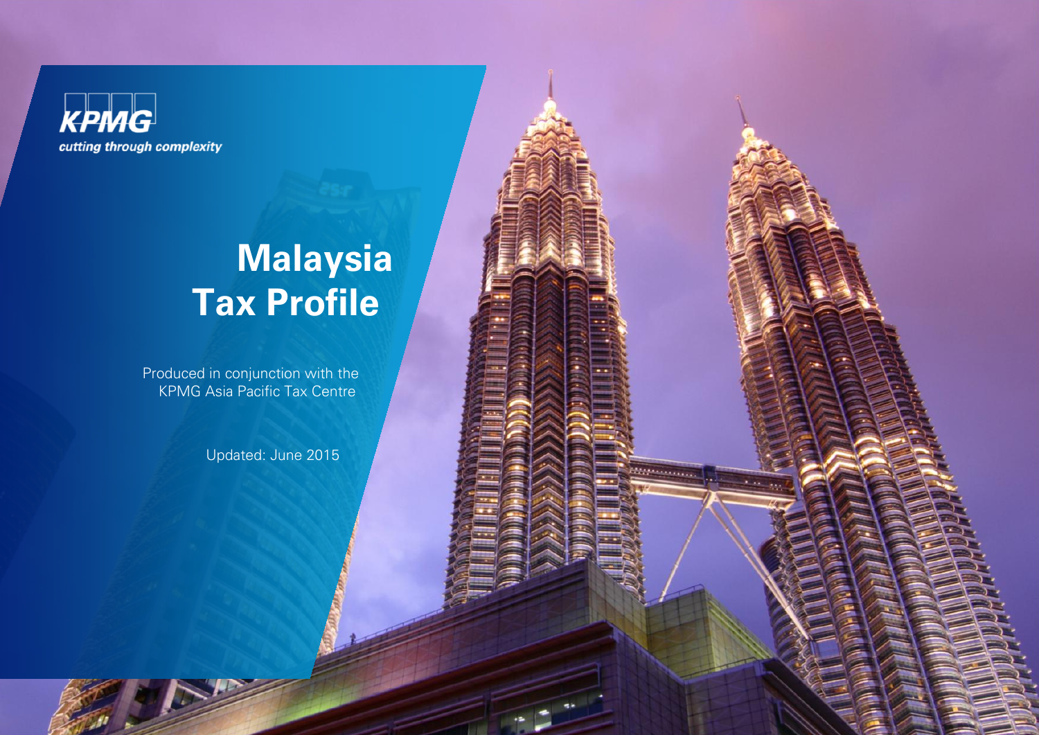KPMG

*cutting through complexity*

# Malaysia Tax Profile

Produced in conjunction with the KPMG Asia Pacific Tax Centre

Updated: June 2015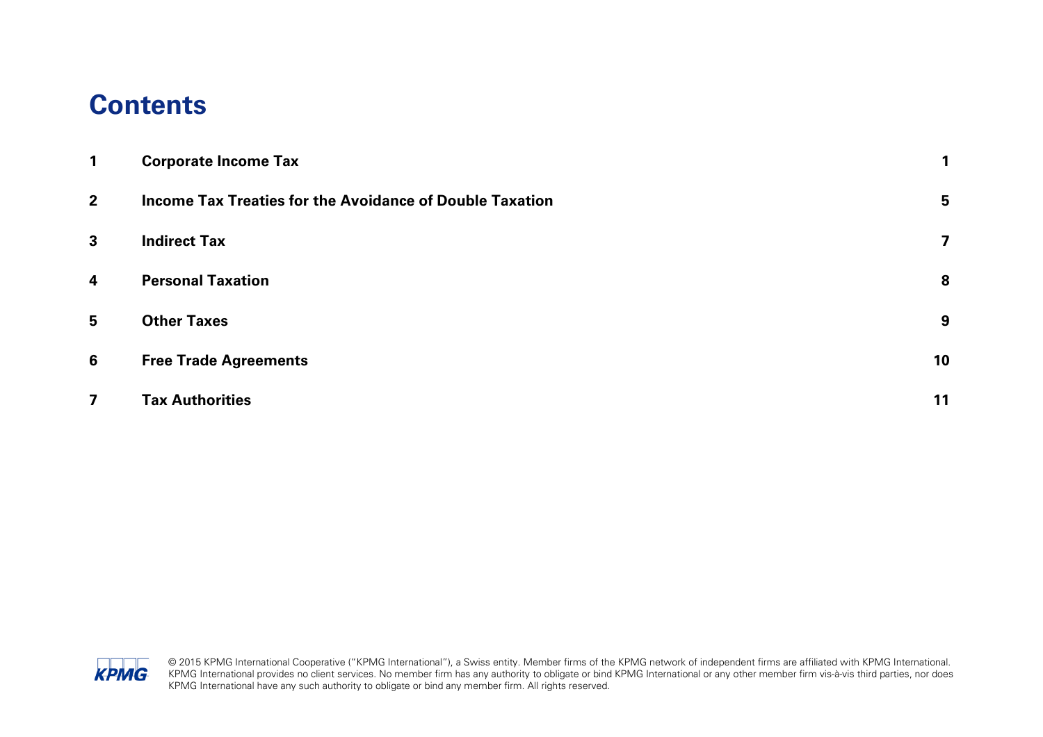# Contents

| | | |
|---|---|---|
| 1 | **Corporate Income Tax** | 1 |
| 2 | **Income Tax Treaties for the Avoidance of Double Taxation** | 5 |
| 3 | **Indirect Tax** | 7 |
| 4 | **Personal Taxation** | 8 |
| 5 | **Other Taxes** | 9 |
| 6 | **Free Trade Agreements** | 10 |
| 7 | **Tax Authorities** | 11 |

© 2015 KPMG International Cooperative ("KPMG International"), a Swiss entity. Member firms of the KPMG network of independent firms are affiliated with KPMG International. KPMG International provides no client services. No member firm has any authority to obligate or bind KPMG International or any other member firm vis-à-vis third parties, nor does KPMG International have any such authority to obligate or bind any member firm. All rights reserved.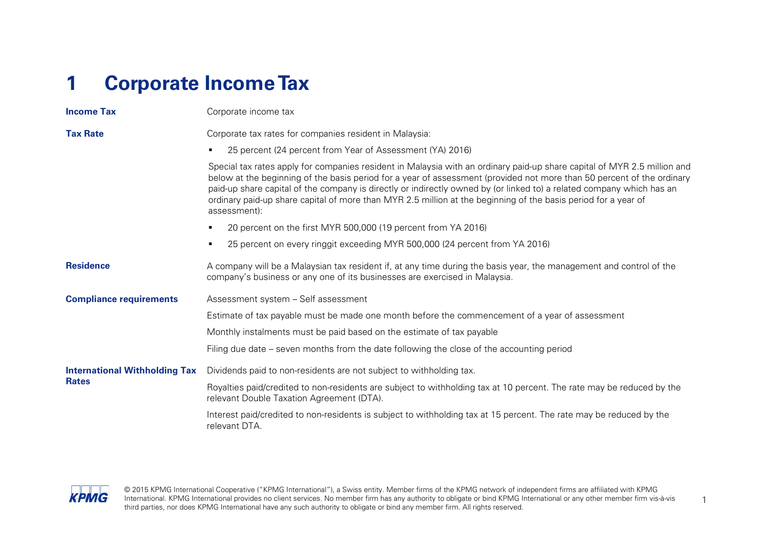# 1 Corporate Income Tax

| | |
|---|---|
| **Income Tax** | Corporate income tax |
| **Tax Rate** | Corporate tax rates for companies resident in Malaysia:<br>▪ 25 percent (24 percent from Year of Assessment (YA) 2016)<br>Special tax rates apply for companies resident in Malaysia with an ordinary paid-up share capital of MYR 2.5 million and below at the beginning of the basis period for a year of assessment (provided not more than 50 percent of the ordinary paid-up share capital of the company is directly or indirectly owned by (or linked to) a related company which has an ordinary paid-up share capital of more than MYR 2.5 million at the beginning of the basis period for a year of assessment):<br>▪ 20 percent on the first MYR 500,000 (19 percent from YA 2016)<br>▪ 25 percent on every ringgit exceeding MYR 500,000 (24 percent from YA 2016) |
| **Residence** | A company will be a Malaysian tax resident if, at any time during the basis year, the management and control of the company's business or any one of its businesses are exercised in Malaysia. |
| **Compliance requirements** | Assessment system – Self assessment<br>Estimate of tax payable must be made one month before the commencement of a year of assessment<br>Monthly instalments must be paid based on the estimate of tax payable<br>Filing due date – seven months from the date following the close of the accounting period |
| **International Withholding Tax Rates** | Dividends paid to non-residents are not subject to withholding tax.<br>Royalties paid/credited to non-residents are subject to withholding tax at 10 percent. The rate may be reduced by the relevant Double Taxation Agreement (DTA).<br>Interest paid/credited to non-residents is subject to withholding tax at 15 percent. The rate may be reduced by the relevant DTA. |

© 2015 KPMG International Cooperative ("KPMG International"), a Swiss entity. Member firms of the KPMG network of independent firms are affiliated with KPMG International. KPMG International provides no client services. No member firm has any authority to obligate or bind KPMG International or any other member firm vis-à-vis third parties, nor does KPMG International have any such authority to obligate or bind any member firm. All rights reserved.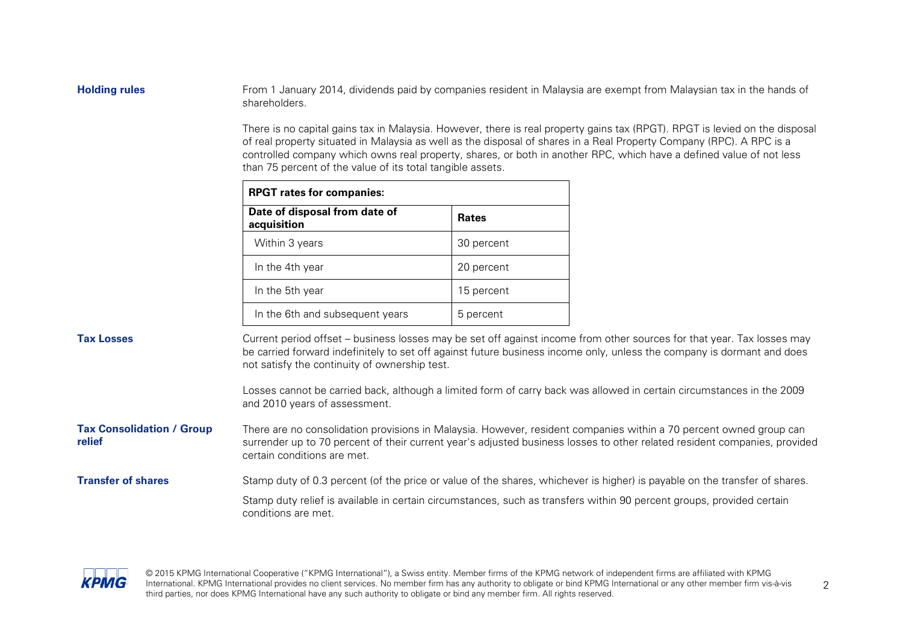### Holding rules

From 1 January 2014, dividends paid by companies resident in Malaysia are exempt from Malaysian tax in the hands of shareholders.

There is no capital gains tax in Malaysia. However, there is real property gains tax (RPGT). RPGT is levied on the disposal of real property situated in Malaysia as well as the disposal of shares in a Real Property Company (RPC). A RPC is a controlled company which owns real property, shares, or both in another RPC, which have a defined value of not less than 75 percent of the value of its total tangible assets.

| **RPGT rates for companies:** | |
|---|---|
| **Date of disposal from date of acquisition** | **Rates** |
| Within 3 years | 30 percent |
| In the 4th year | 20 percent |
| In the 5th year | 15 percent |
| In the 6th and subsequent years | 5 percent |

### Tax Losses

Current period offset – business losses may be set off against income from other sources for that year. Tax losses may be carried forward indefinitely to set off against future business income only, unless the company is dormant and does not satisfy the continuity of ownership test.

Losses cannot be carried back, although a limited form of carry back was allowed in certain circumstances in the 2009 and 2010 years of assessment.

### Tax Consolidation / Group relief

There are no consolidation provisions in Malaysia. However, resident companies within a 70 percent owned group can surrender up to 70 percent of their current year's adjusted business losses to other related resident companies, provided certain conditions are met.

### Transfer of shares

Stamp duty of 0.3 percent (of the price or value of the shares, whichever is higher) is payable on the transfer of shares.

Stamp duty relief is available in certain circumstances, such as transfers within 90 percent groups, provided certain conditions are met.

© 2015 KPMG International Cooperative ("KPMG International"), a Swiss entity. Member firms of the KPMG network of independent firms are affiliated with KPMG International. KPMG International provides no client services. No member firm has any authority to obligate or bind KPMG International or any other member firm vis-à-vis third parties, nor does KPMG International have any such authority to obligate or bind any member firm. All rights reserved.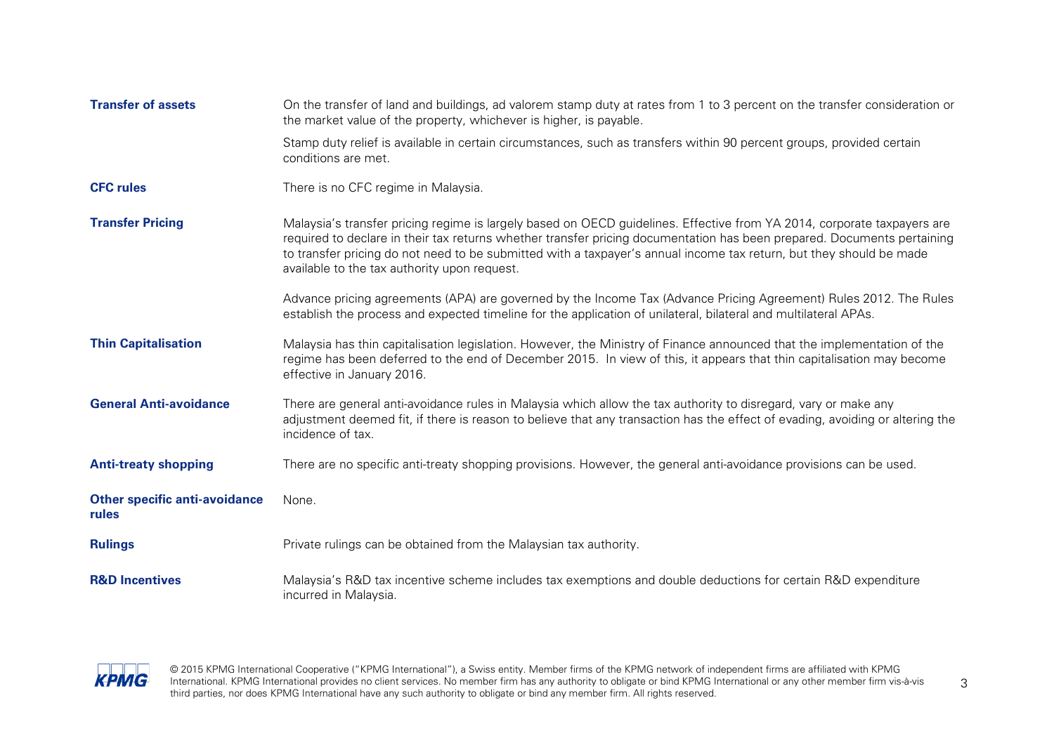| | |
|---|---|
| **Transfer of assets** | On the transfer of land and buildings, ad valorem stamp duty at rates from 1 to 3 percent on the transfer consideration or the market value of the property, whichever is higher, is payable.<br><br>Stamp duty relief is available in certain circumstances, such as transfers within 90 percent groups, provided certain conditions are met. |
| **CFC rules** | There is no CFC regime in Malaysia. |
| **Transfer Pricing** | Malaysia's transfer pricing regime is largely based on OECD guidelines. Effective from YA 2014, corporate taxpayers are required to declare in their tax returns whether transfer pricing documentation has been prepared. Documents pertaining to transfer pricing do not need to be submitted with a taxpayer's annual income tax return, but they should be made available to the tax authority upon request.<br><br>Advance pricing agreements (APA) are governed by the Income Tax (Advance Pricing Agreement) Rules 2012. The Rules establish the process and expected timeline for the application of unilateral, bilateral and multilateral APAs. |
| **Thin Capitalisation** | Malaysia has thin capitalisation legislation. However, the Ministry of Finance announced that the implementation of the regime has been deferred to the end of December 2015. In view of this, it appears that thin capitalisation may become effective in January 2016. |
| **General Anti-avoidance** | There are general anti-avoidance rules in Malaysia which allow the tax authority to disregard, vary or make any adjustment deemed fit, if there is reason to believe that any transaction has the effect of evading, avoiding or altering the incidence of tax. |
| **Anti-treaty shopping** | There are no specific anti-treaty shopping provisions. However, the general anti-avoidance provisions can be used. |
| **Other specific anti-avoidance rules** | None. |
| **Rulings** | Private rulings can be obtained from the Malaysian tax authority. |
| **R&D Incentives** | Malaysia's R&D tax incentive scheme includes tax exemptions and double deductions for certain R&D expenditure incurred in Malaysia. |

© 2015 KPMG International Cooperative ("KPMG International"), a Swiss entity. Member firms of the KPMG network of independent firms are affiliated with KPMG International. KPMG International provides no client services. No member firm has any authority to obligate or bind KPMG International or any other member firm vis-à-vis third parties, nor does KPMG International have any such authority to obligate or bind any member firm. All rights reserved.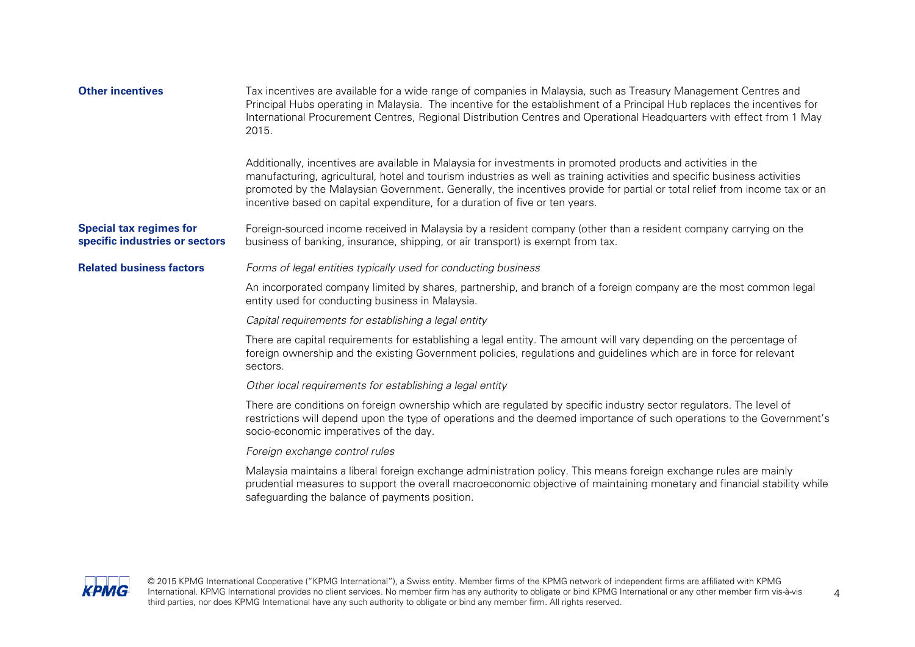**Other incentives**

Tax incentives are available for a wide range of companies in Malaysia, such as Treasury Management Centres and Principal Hubs operating in Malaysia. The incentive for the establishment of a Principal Hub replaces the incentives for International Procurement Centres, Regional Distribution Centres and Operational Headquarters with effect from 1 May 2015.

Additionally, incentives are available in Malaysia for investments in promoted products and activities in the manufacturing, agricultural, hotel and tourism industries as well as training activities and specific business activities promoted by the Malaysian Government. Generally, the incentives provide for partial or total relief from income tax or an incentive based on capital expenditure, for a duration of five or ten years.

**Special tax regimes for specific industries or sectors**

Foreign-sourced income received in Malaysia by a resident company (other than a resident company carrying on the business of banking, insurance, shipping, or air transport) is exempt from tax.

**Related business factors**

*Forms of legal entities typically used for conducting business*

An incorporated company limited by shares, partnership, and branch of a foreign company are the most common legal entity used for conducting business in Malaysia.

*Capital requirements for establishing a legal entity*

There are capital requirements for establishing a legal entity. The amount will vary depending on the percentage of foreign ownership and the existing Government policies, regulations and guidelines which are in force for relevant sectors.

*Other local requirements for establishing a legal entity*

There are conditions on foreign ownership which are regulated by specific industry sector regulators. The level of restrictions will depend upon the type of operations and the deemed importance of such operations to the Government's socio-economic imperatives of the day.

*Foreign exchange control rules*

Malaysia maintains a liberal foreign exchange administration policy. This means foreign exchange rules are mainly prudential measures to support the overall macroeconomic objective of maintaining monetary and financial stability while safeguarding the balance of payments position.

© 2015 KPMG International Cooperative ("KPMG International"), a Swiss entity. Member firms of the KPMG network of independent firms are affiliated with KPMG International. KPMG International provides no client services. No member firm has any authority to obligate or bind KPMG International or any other member firm vis-à-vis third parties, nor does KPMG International have any such authority to obligate or bind any member firm. All rights reserved.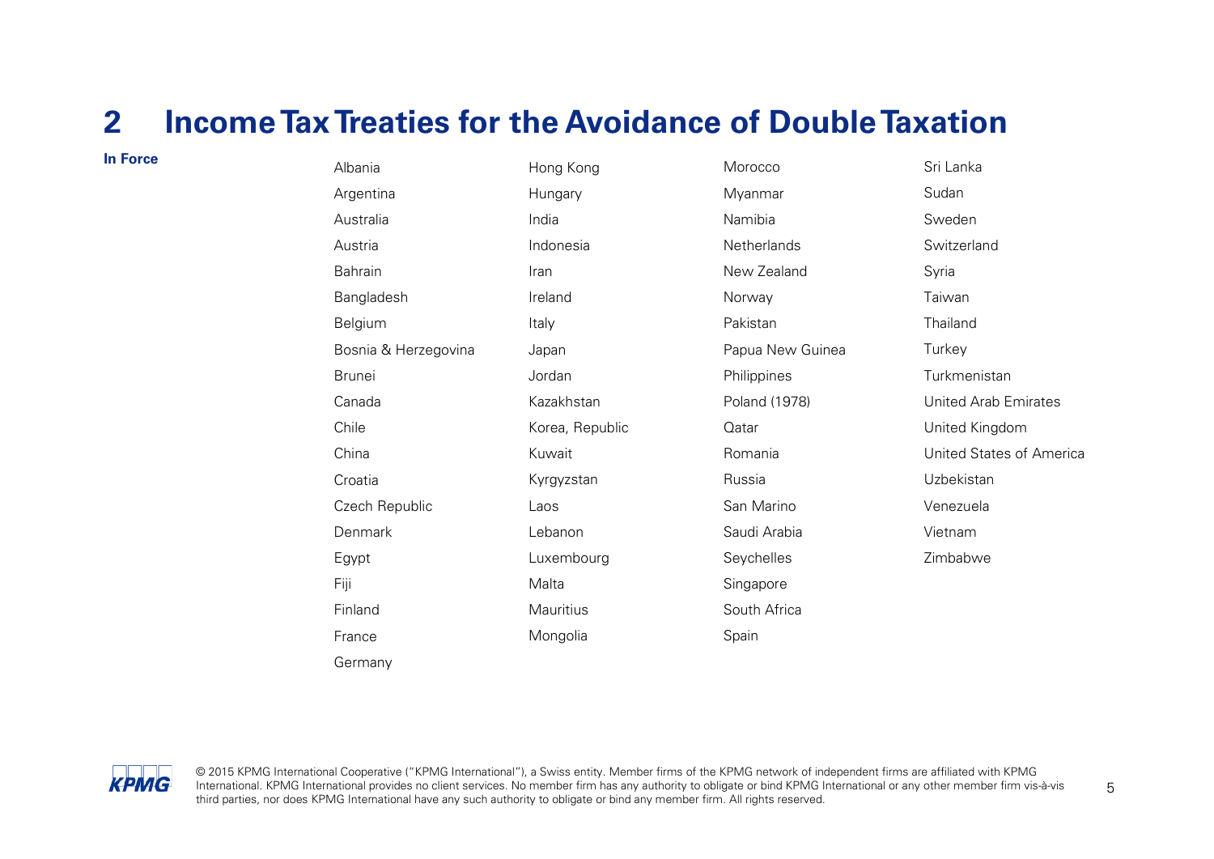## 2 Income Tax Treaties for the Avoidance of Double Taxation

**In Force**

- Albania
- Argentina
- Australia
- Austria
- Bahrain
- Bangladesh
- Belgium
- Bosnia & Herzegovina
- Brunei
- Canada
- Chile
- China
- Croatia
- Czech Republic
- Denmark
- Egypt
- Fiji
- Finland
- France
- Germany
- Hong Kong
- Hungary
- India
- Indonesia
- Iran
- Ireland
- Italy
- Japan
- Jordan
- Kazakhstan
- Korea, Republic
- Kuwait
- Kyrgyzstan
- Laos
- Lebanon
- Luxembourg
- Malta
- Mauritius
- Mongolia
- Morocco
- Myanmar
- Namibia
- Netherlands
- New Zealand
- Norway
- Pakistan
- Papua New Guinea
- Philippines
- Poland (1978)
- Qatar
- Romania
- Russia
- San Marino
- Saudi Arabia
- Seychelles
- Singapore
- South Africa
- Spain
- Sri Lanka
- Sudan
- Sweden
- Switzerland
- Syria
- Taiwan
- Thailand
- Turkey
- Turkmenistan
- United Arab Emirates
- United Kingdom
- United States of America
- Uzbekistan
- Venezuela
- Vietnam
- Zimbabwe

© 2015 KPMG International Cooperative ("KPMG International"), a Swiss entity. Member firms of the KPMG network of independent firms are affiliated with KPMG International. KPMG International provides no client services. No member firm has any authority to obligate or bind KPMG International or any other member firm vis-à-vis third parties, nor does KPMG International have any such authority to obligate or bind any member firm. All rights reserved.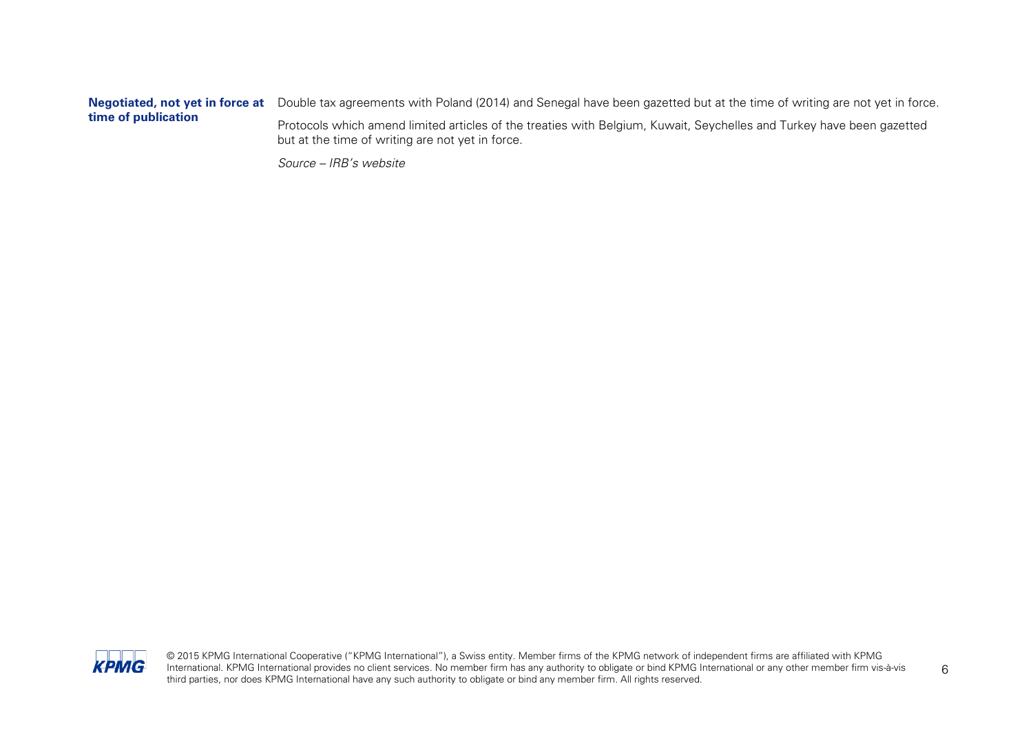| | |
|---|---|
| **Negotiated, not yet in force at time of publication** | Double tax agreements with Poland (2014) and Senegal have been gazetted but at the time of writing are not yet in force.<br><br>Protocols which amend limited articles of the treaties with Belgium, Kuwait, Seychelles and Turkey have been gazetted but at the time of writing are not yet in force.<br><br>*Source – IRB's website* |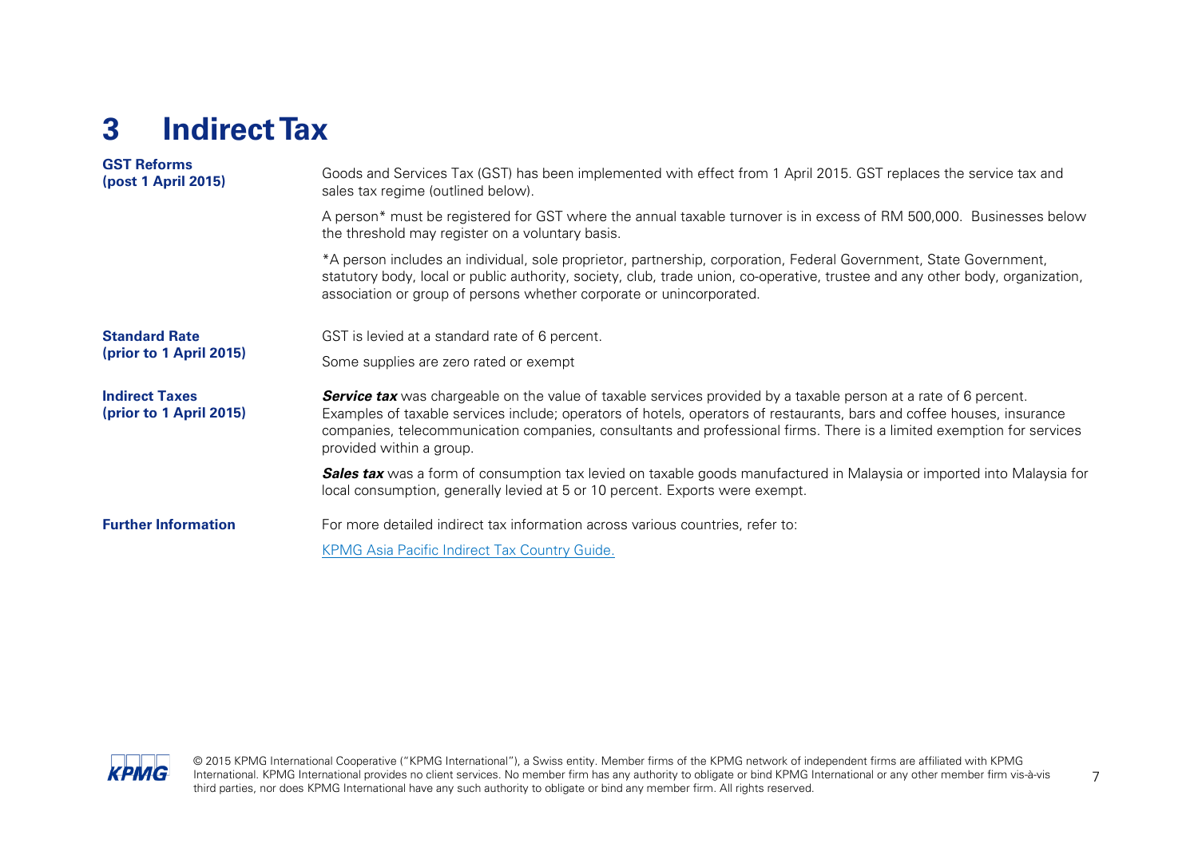# 3 Indirect Tax

**GST Reforms (post 1 April 2015)**

Goods and Services Tax (GST) has been implemented with effect from 1 April 2015. GST replaces the service tax and sales tax regime (outlined below).

A person* must be registered for GST where the annual taxable turnover is in excess of RM 500,000. Businesses below the threshold may register on a voluntary basis.

*A person includes an individual, sole proprietor, partnership, corporation, Federal Government, State Government, statutory body, local or public authority, society, club, trade union, co-operative, trustee and any other body, organization, association or group of persons whether corporate or unincorporated.

**Standard Rate (prior to 1 April 2015)**

GST is levied at a standard rate of 6 percent.

Some supplies are zero rated or exempt

**Indirect Taxes (prior to 1 April 2015)**

***Service tax*** was chargeable on the value of taxable services provided by a taxable person at a rate of 6 percent. Examples of taxable services include; operators of hotels, operators of restaurants, bars and coffee houses, insurance companies, telecommunication companies, consultants and professional firms. There is a limited exemption for services provided within a group.

***Sales tax*** was a form of consumption tax levied on taxable goods manufactured in Malaysia or imported into Malaysia for local consumption, generally levied at 5 or 10 percent. Exports were exempt.

**Further Information**

For more detailed indirect tax information across various countries, refer to:

KPMG Asia Pacific Indirect Tax Country Guide.

© 2015 KPMG International Cooperative ("KPMG International"), a Swiss entity. Member firms of the KPMG network of independent firms are affiliated with KPMG International. KPMG International provides no client services. No member firm has any authority to obligate or bind KPMG International or any other member firm vis-à-vis third parties, nor does KPMG International have any such authority to obligate or bind any member firm. All rights reserved.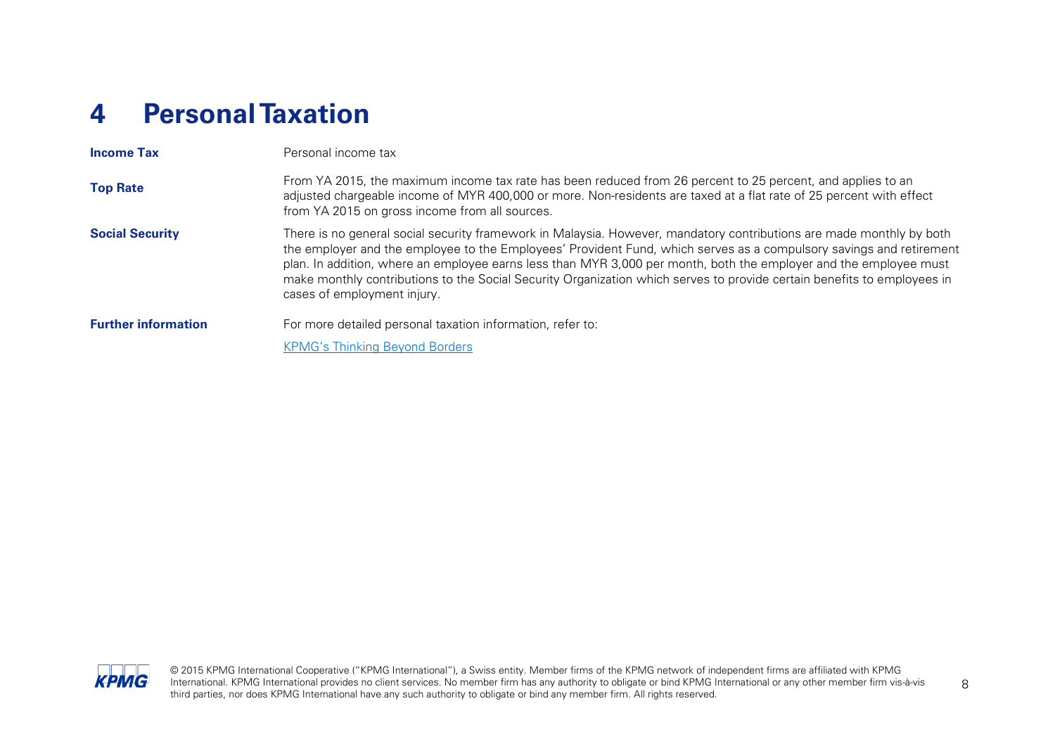# 4 Personal Taxation

| | |
|---|---|
| **Income Tax** | Personal income tax |
| **Top Rate** | From YA 2015, the maximum income tax rate has been reduced from 26 percent to 25 percent, and applies to an adjusted chargeable income of MYR 400,000 or more. Non-residents are taxed at a flat rate of 25 percent with effect from YA 2015 on gross income from all sources. |
| **Social Security** | There is no general social security framework in Malaysia. However, mandatory contributions are made monthly by both the employer and the employee to the Employees' Provident Fund, which serves as a compulsory savings and retirement plan. In addition, where an employee earns less than MYR 3,000 per month, both the employer and the employee must make monthly contributions to the Social Security Organization which serves to provide certain benefits to employees in cases of employment injury. |
| **Further information** | For more detailed personal taxation information, refer to: [KPMG's Thinking Beyond Borders] |

© 2015 KPMG International Cooperative ("KPMG International"), a Swiss entity. Member firms of the KPMG network of independent firms are affiliated with KPMG International. KPMG International provides no client services. No member firm has any authority to obligate or bind KPMG International or any other member firm vis-à-vis third parties, nor does KPMG International have any such authority to obligate or bind any member firm. All rights reserved.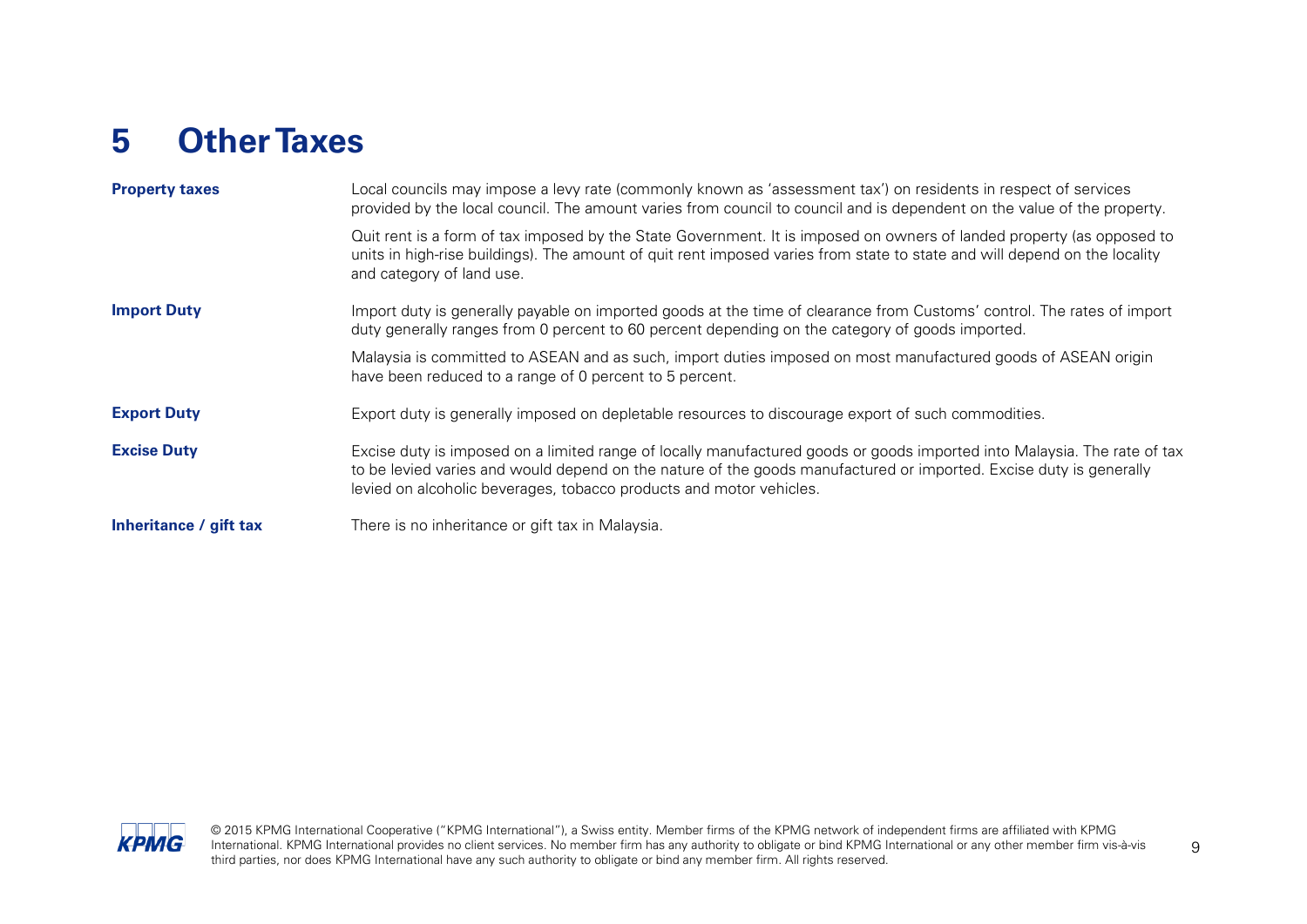# 5 Other Taxes

**Property taxes**

Local councils may impose a levy rate (commonly known as 'assessment tax') on residents in respect of services provided by the local council. The amount varies from council to council and is dependent on the value of the property.

Quit rent is a form of tax imposed by the State Government. It is imposed on owners of landed property (as opposed to units in high-rise buildings). The amount of quit rent imposed varies from state to state and will depend on the locality and category of land use.

**Import Duty**

Import duty is generally payable on imported goods at the time of clearance from Customs' control. The rates of import duty generally ranges from 0 percent to 60 percent depending on the category of goods imported.

Malaysia is committed to ASEAN and as such, import duties imposed on most manufactured goods of ASEAN origin have been reduced to a range of 0 percent to 5 percent.

**Export Duty**

Export duty is generally imposed on depletable resources to discourage export of such commodities.

**Excise Duty**

Excise duty is imposed on a limited range of locally manufactured goods or goods imported into Malaysia. The rate of tax to be levied varies and would depend on the nature of the goods manufactured or imported. Excise duty is generally levied on alcoholic beverages, tobacco products and motor vehicles.

**Inheritance / gift tax**

There is no inheritance or gift tax in Malaysia.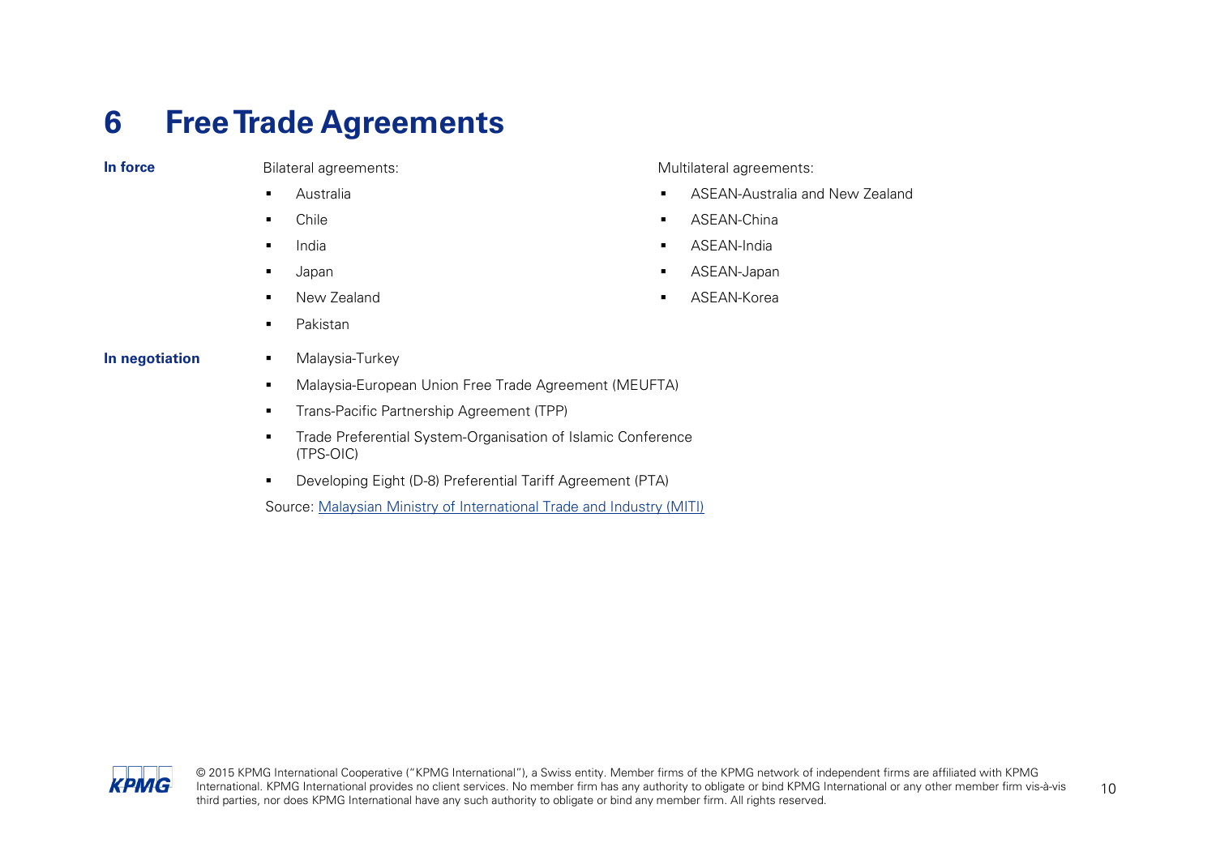# 6 Free Trade Agreements

**In force**

Bilateral agreements:

- Australia
- Chile
- India
- Japan
- New Zealand
- Pakistan

Multilateral agreements:

- ASEAN-Australia and New Zealand
- ASEAN-China
- ASEAN-India
- ASEAN-Japan
- ASEAN-Korea

**In negotiation**

- Malaysia-Turkey
- Malaysia-European Union Free Trade Agreement (MEUFTA)
- Trans-Pacific Partnership Agreement (TPP)
- Trade Preferential System-Organisation of Islamic Conference (TPS-OIC)
- Developing Eight (D-8) Preferential Tariff Agreement (PTA)

Source: Malaysian Ministry of International Trade and Industry (MITI)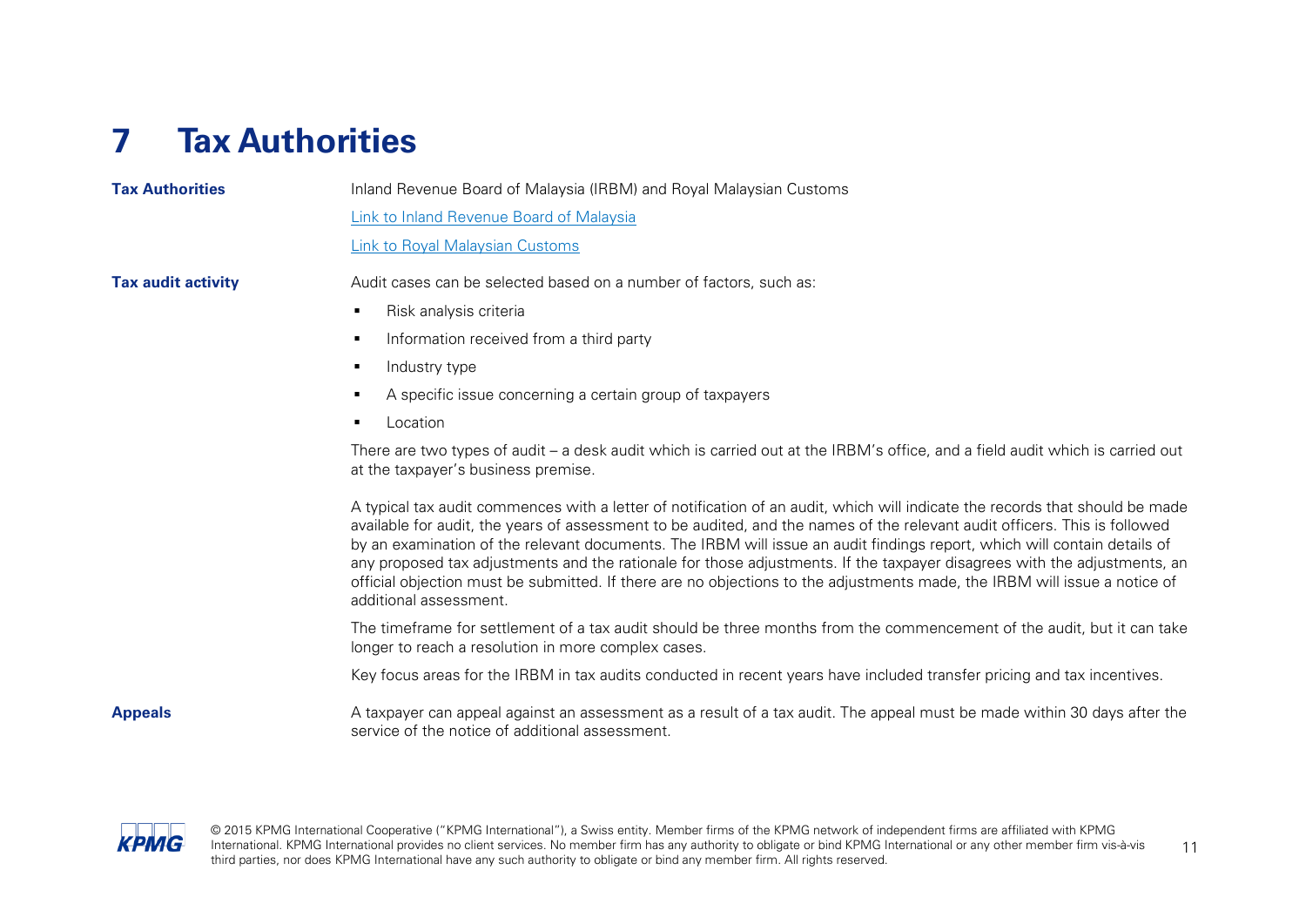# 7 Tax Authorities

**Tax Authorities**

Inland Revenue Board of Malaysia (IRBM) and Royal Malaysian Customs

[Link to Inland Revenue Board of Malaysia]

[Link to Royal Malaysian Customs]

**Tax audit activity**

Audit cases can be selected based on a number of factors, such as:

- Risk analysis criteria
- Information received from a third party
- Industry type
- A specific issue concerning a certain group of taxpayers
- Location

There are two types of audit – a desk audit which is carried out at the IRBM's office, and a field audit which is carried out at the taxpayer's business premise.

A typical tax audit commences with a letter of notification of an audit, which will indicate the records that should be made available for audit, the years of assessment to be audited, and the names of the relevant audit officers. This is followed by an examination of the relevant documents. The IRBM will issue an audit findings report, which will contain details of any proposed tax adjustments and the rationale for those adjustments. If the taxpayer disagrees with the adjustments, an official objection must be submitted. If there are no objections to the adjustments made, the IRBM will issue a notice of additional assessment.

The timeframe for settlement of a tax audit should be three months from the commencement of the audit, but it can take longer to reach a resolution in more complex cases.

Key focus areas for the IRBM in tax audits conducted in recent years have included transfer pricing and tax incentives.

**Appeals**

A taxpayer can appeal against an assessment as a result of a tax audit. The appeal must be made within 30 days after the service of the notice of additional assessment.

© 2015 KPMG International Cooperative ("KPMG International"), a Swiss entity. Member firms of the KPMG network of independent firms are affiliated with KPMG International. KPMG International provides no client services. No member firm has any authority to obligate or bind KPMG International or any other member firm vis-à-vis third parties, nor does KPMG International have any such authority to obligate or bind any member firm. All rights reserved.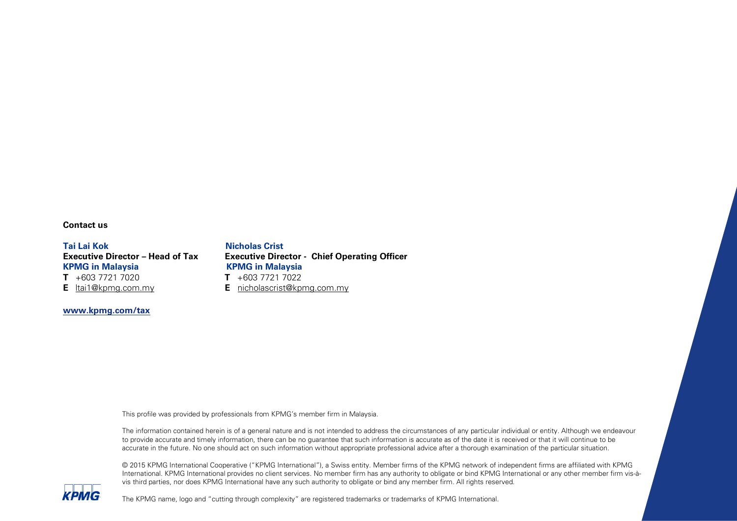**Contact us**

**Tai Lai Kok**
**Executive Director – Head of Tax**
**KPMG in Malaysia**
**T** +603 7721 7020
**E** ltai1@kpmg.com.my

**Nicholas Crist**
**Executive Director - Chief Operating Officer**
**KPMG in Malaysia**
**T** +603 7721 7022
**E** nicholascrist@kpmg.com.my

**www.kpmg.com/tax**

This profile was provided by professionals from KPMG's member firm in Malaysia.

The information contained herein is of a general nature and is not intended to address the circumstances of any particular individual or entity. Although we endeavour to provide accurate and timely information, there can be no guarantee that such information is accurate as of the date it is received or that it will continue to be accurate in the future. No one should act on such information without appropriate professional advice after a thorough examination of the particular situation.

© 2015 KPMG International Cooperative ("KPMG International"), a Swiss entity. Member firms of the KPMG network of independent firms are affiliated with KPMG International. KPMG International provides no client services. No member firm has any authority to obligate or bind KPMG International or any other member firm vis-à-vis third parties, nor does KPMG International have any such authority to obligate or bind any member firm. All rights reserved.

The KPMG name, logo and "cutting through complexity" are registered trademarks or trademarks of KPMG International.